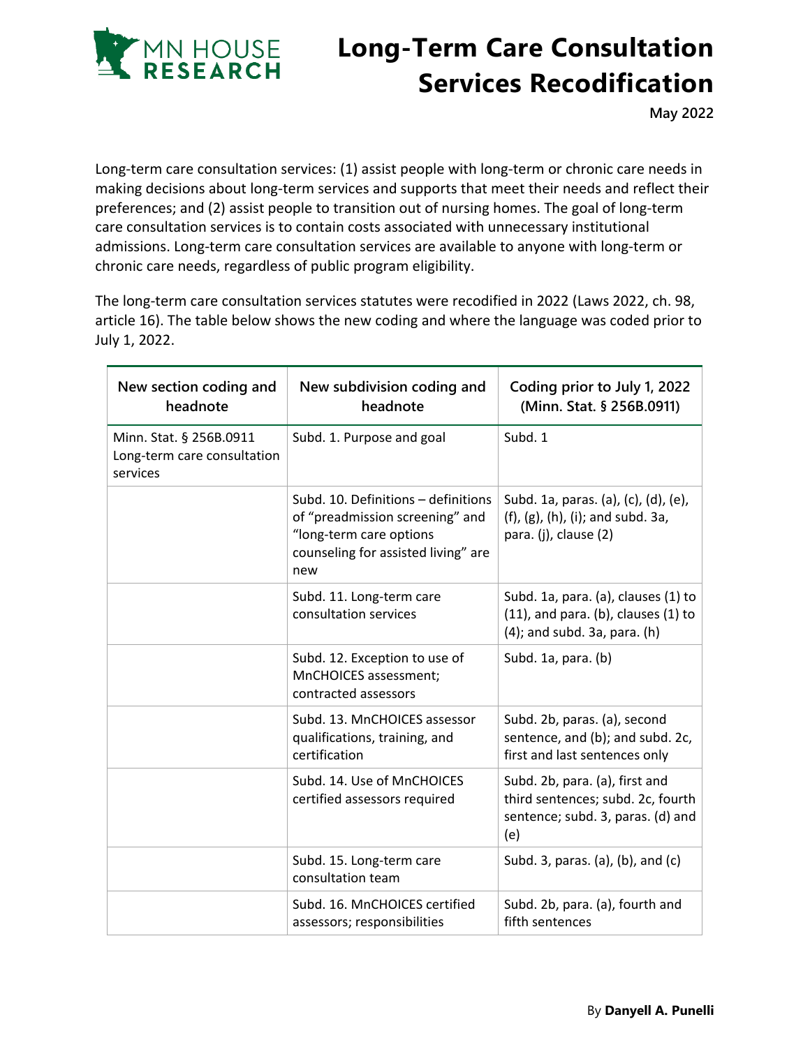MN HOUSE RESEARCH

# Long-Term Care Consultation Services Recodification

**May 2022**

Long-term care consultation services: (1) assist people with long-term or chronic care needs in making decisions about long-term services and supports that meet their needs and reflect their preferences; and (2) assist people to transition out of nursing homes. The goal of long-term care consultation services is to contain costs associated with unnecessary institutional admissions. Long-term care consultation services are available to anyone with long-term or chronic care needs, regardless of public program eligibility.

The long-term care consultation services statutes were recodified in 2022 (Laws 2022, ch. 98, article 16). The table below shows the new coding and where the language was coded prior to July 1, 2022.

| New section coding and headnote | New subdivision coding and headnote | Coding prior to July 1, 2022 (Minn. Stat. § 256B.0911) |
|---|---|---|
| Minn. Stat. § 256B.0911 Long-term care consultation services | Subd. 1. Purpose and goal | Subd. 1 |
| | Subd. 10. Definitions – definitions of "preadmission screening" and "long-term care options counseling for assisted living" are new | Subd. 1a, paras. (a), (c), (d), (e), (f), (g), (h), (i); and subd. 3a, para. (j), clause (2) |
| | Subd. 11. Long-term care consultation services | Subd. 1a, para. (a), clauses (1) to (11), and para. (b), clauses (1) to (4); and subd. 3a, para. (h) |
| | Subd. 12. Exception to use of MnCHOICES assessment; contracted assessors | Subd. 1a, para. (b) |
| | Subd. 13. MnCHOICES assessor qualifications, training, and certification | Subd. 2b, paras. (a), second sentence, and (b); and subd. 2c, first and last sentences only |
| | Subd. 14. Use of MnCHOICES certified assessors required | Subd. 2b, para. (a), first and third sentences; subd. 2c, fourth sentence; subd. 3, paras. (d) and (e) |
| | Subd. 15. Long-term care consultation team | Subd. 3, paras. (a), (b), and (c) |
| | Subd. 16. MnCHOICES certified assessors; responsibilities | Subd. 2b, para. (a), fourth and fifth sentences |

By **Danyell A. Punelli**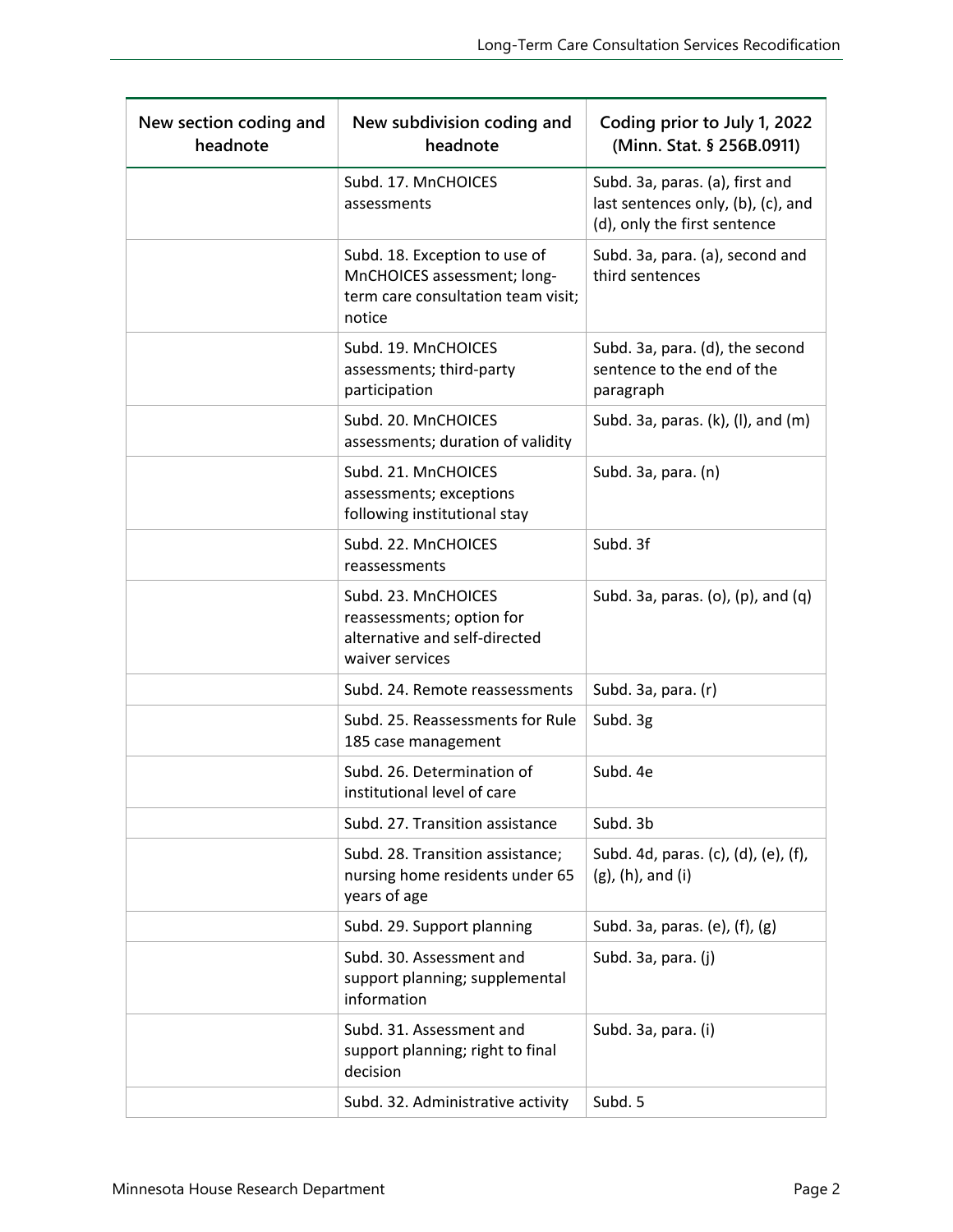| New section coding and headnote | New subdivision coding and headnote | Coding prior to July 1, 2022 (Minn. Stat. § 256B.0911) |
|---|---|---|
| | Subd. 17. MnCHOICES assessments | Subd. 3a, paras. (a), first and last sentences only, (b), (c), and (d), only the first sentence |
| | Subd. 18. Exception to use of MnCHOICES assessment; long-term care consultation team visit; notice | Subd. 3a, para. (a), second and third sentences |
| | Subd. 19. MnCHOICES assessments; third-party participation | Subd. 3a, para. (d), the second sentence to the end of the paragraph |
| | Subd. 20. MnCHOICES assessments; duration of validity | Subd. 3a, paras. (k), (l), and (m) |
| | Subd. 21. MnCHOICES assessments; exceptions following institutional stay | Subd. 3a, para. (n) |
| | Subd. 22. MnCHOICES reassessments | Subd. 3f |
| | Subd. 23. MnCHOICES reassessments; option for alternative and self-directed waiver services | Subd. 3a, paras. (o), (p), and (q) |
| | Subd. 24. Remote reassessments | Subd. 3a, para. (r) |
| | Subd. 25. Reassessments for Rule 185 case management | Subd. 3g |
| | Subd. 26. Determination of institutional level of care | Subd. 4e |
| | Subd. 27. Transition assistance | Subd. 3b |
| | Subd. 28. Transition assistance; nursing home residents under 65 years of age | Subd. 4d, paras. (c), (d), (e), (f), (g), (h), and (i) |
| | Subd. 29. Support planning | Subd. 3a, paras. (e), (f), (g) |
| | Subd. 30. Assessment and support planning; supplemental information | Subd. 3a, para. (j) |
| | Subd. 31. Assessment and support planning; right to final decision | Subd. 3a, para. (i) |
| | Subd. 32. Administrative activity | Subd. 5 |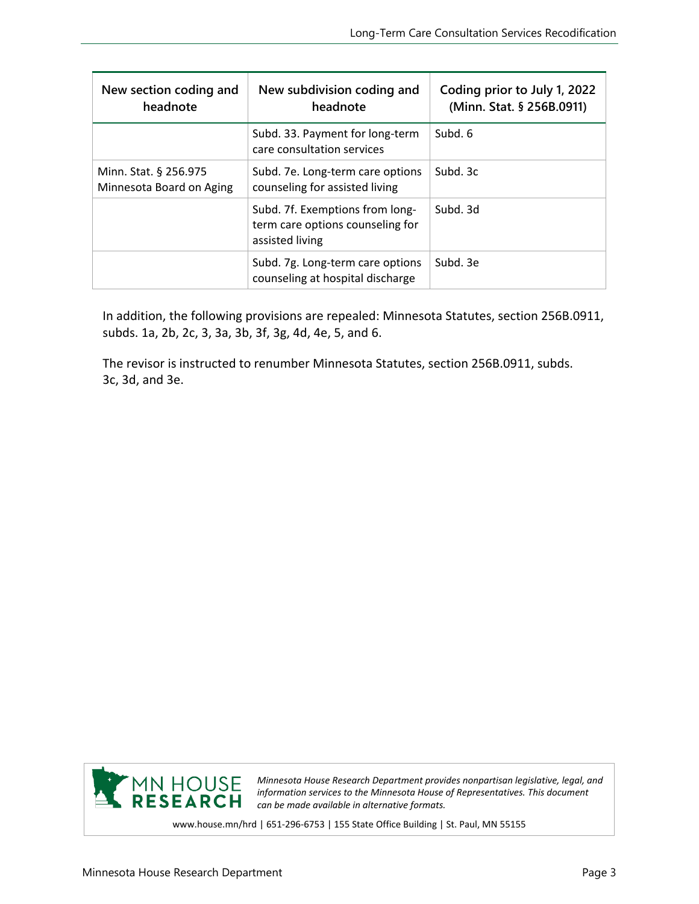| New section coding and headnote | New subdivision coding and headnote | Coding prior to July 1, 2022 (Minn. Stat. § 256B.0911) |
| --- | --- | --- |
| | Subd. 33. Payment for long-term care consultation services | Subd. 6 |
| Minn. Stat. § 256.975 Minnesota Board on Aging | Subd. 7e. Long-term care options counseling for assisted living | Subd. 3c |
| | Subd. 7f. Exemptions from long-term care options counseling for assisted living | Subd. 3d |
| | Subd. 7g. Long-term care options counseling at hospital discharge | Subd. 3e |

In addition, the following provisions are repealed: Minnesota Statutes, section 256B.0911, subds. 1a, 2b, 2c, 3, 3a, 3b, 3f, 3g, 4d, 4e, 5, and 6.

The revisor is instructed to renumber Minnesota Statutes, section 256B.0911, subds. 3c, 3d, and 3e.

MN HOUSE RESEARCH

*Minnesota House Research Department provides nonpartisan legislative, legal, and information services to the Minnesota House of Representatives. This document can be made available in alternative formats.*

www.house.mn/hrd | 651-296-6753 | 155 State Office Building | St. Paul, MN 55155